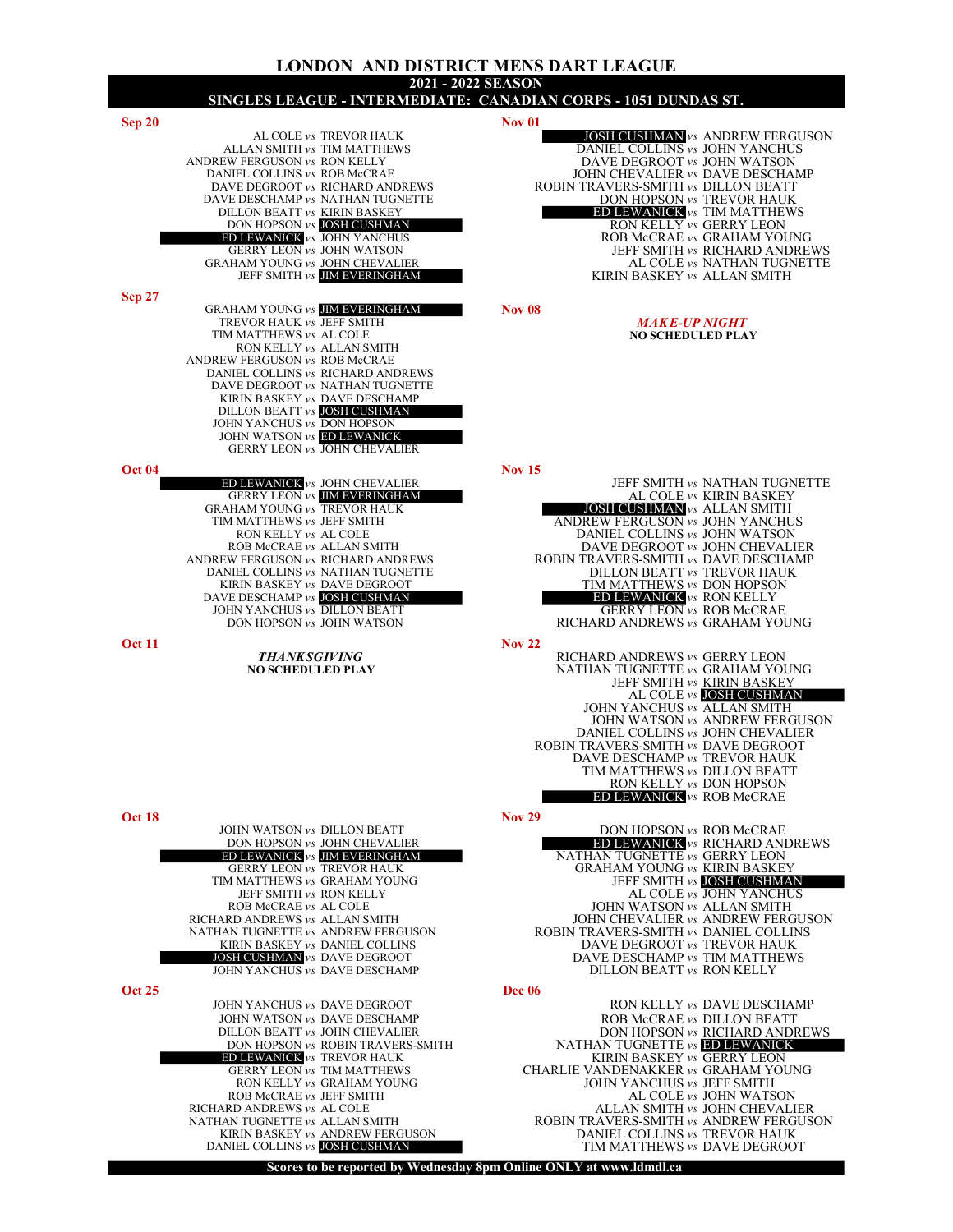# LONDON AND DISTRICT MENS DART LEAGUE

## 2021 - 2022 SEASON

## SINGLES LEAGUE - INTERMEDIATE: CANADIAN CORPS - 1051 DUNDAS ST.

**Sep 20**

AL COLE *vs* TREVOR HAUK
ALLAN SMITH *vs* TIM MATTHEWS
ANDREW FERGUSON *vs* RON KELLY
DANIEL COLLINS *vs* ROB McCRAE
DAVE DEGROOT *vs* RICHARD ANDREWS
DAVE DESCHAMP *vs* NATHAN TUGNETTE
DILLON BEATT *vs* KIRIN BASKEY
DON HOPSON *vs* JOSH CUSHMAN
ED LEWANICK *vs* JOHN YANCHUS
GERRY LEON *vs* JOHN WATSON
GRAHAM YOUNG *vs* JOHN CHEVALIER
JEFF SMITH *vs* JIM EVERINGHAM

**Sep 27**

GRAHAM YOUNG *vs* JIM EVERINGHAM
TREVOR HAUK *vs* JEFF SMITH
TIM MATTHEWS *vs* AL COLE
RON KELLY *vs* ALLAN SMITH
ANDREW FERGUSON *vs* ROB McCRAE
DANIEL COLLINS *vs* RICHARD ANDREWS
DAVE DEGROOT *vs* NATHAN TUGNETTE
KIRIN BASKEY *vs* DAVE DESCHAMP
DILLON BEATT *vs* JOSH CUSHMAN
JOHN YANCHUS *vs* DON HOPSON
JOHN WATSON *vs* ED LEWANICK
GERRY LEON *vs* JOHN CHEVALIER

**Oct 04**

ED LEWANICK *vs* JOHN CHEVALIER
GERRY LEON *vs* JIM EVERINGHAM
GRAHAM YOUNG *vs* TREVOR HAUK
TIM MATTHEWS *vs* JEFF SMITH
RON KELLY *vs* AL COLE
ROB McCRAE *vs* ALLAN SMITH
ANDREW FERGUSON *vs* RICHARD ANDREWS
DANIEL COLLINS *vs* NATHAN TUGNETTE
KIRIN BASKEY *vs* DAVE DEGROOT
DAVE DESCHAMP *vs* JOSH CUSHMAN
JOHN YANCHUS *vs* DILLON BEATT
DON HOPSON *vs* JOHN WATSON

**Oct 11**

***THANKSGIVING***
**NO SCHEDULED PLAY**

**Oct 18**

JOHN WATSON *vs* DILLON BEATT
DON HOPSON *vs* JOHN CHEVALIER
ED LEWANICK *vs* JIM EVERINGHAM
GERRY LEON *vs* TREVOR HAUK
TIM MATTHEWS *vs* GRAHAM YOUNG
JEFF SMITH *vs* RON KELLY
ROB McCRAE *vs* AL COLE
RICHARD ANDREWS *vs* ALLAN SMITH
NATHAN TUGNETTE *vs* ANDREW FERGUSON
KIRIN BASKEY *vs* DANIEL COLLINS
JOSH CUSHMAN *vs* DAVE DEGROOT
JOHN YANCHUS *vs* DAVE DESCHAMP

**Oct 25**

JOHN YANCHUS *vs* DAVE DEGROOT
JOHN WATSON *vs* DAVE DESCHAMP
DILLON BEATT *vs* JOHN CHEVALIER
DON HOPSON *vs* ROBIN TRAVERS-SMITH
ED LEWANICK *vs* TREVOR HAUK
GERRY LEON *vs* TIM MATTHEWS
RON KELLY *vs* GRAHAM YOUNG
ROB McCRAE *vs* JEFF SMITH
RICHARD ANDREWS *vs* AL COLE
NATHAN TUGNETTE *vs* ALLAN SMITH
KIRIN BASKEY *vs* ANDREW FERGUSON
DANIEL COLLINS *vs* JOSH CUSHMAN

**Nov 01**

JOSH CUSHMAN *vs* ANDREW FERGUSON
DANIEL COLLINS *vs* JOHN YANCHUS
DAVE DEGROOT *vs* JOHN WATSON
JOHN CHEVALIER *vs* DAVE DESCHAMP
ROBIN TRAVERS-SMITH *vs* DILLON BEATT
DON HOPSON *vs* TREVOR HAUK
ED LEWANICK *vs* TIM MATTHEWS
RON KELLY *vs* GERRY LEON
ROB McCRAE *vs* GRAHAM YOUNG
JEFF SMITH *vs* RICHARD ANDREWS
AL COLE *vs* NATHAN TUGNETTE
KIRIN BASKEY *vs* ALLAN SMITH

**Nov 08**

***MAKE-UP NIGHT***
**NO SCHEDULED PLAY**

**Nov 15**

JEFF SMITH *vs* NATHAN TUGNETTE
AL COLE *vs* KIRIN BASKEY
JOSH CUSHMAN *vs* ALLAN SMITH
ANDREW FERGUSON *vs* JOHN YANCHUS
DANIEL COLLINS *vs* JOHN WATSON
DAVE DEGROOT *vs* JOHN CHEVALIER
ROBIN TRAVERS-SMITH *vs* DAVE DESCHAMP
DILLON BEATT *vs* TREVOR HAUK
TIM MATTHEWS *vs* DON HOPSON
ED LEWANICK *vs* RON KELLY
GERRY LEON *vs* ROB McCRAE
RICHARD ANDREWS *vs* GRAHAM YOUNG

**Nov 22**

RICHARD ANDREWS *vs* GERRY LEON
NATHAN TUGNETTE *vs* GRAHAM YOUNG
JEFF SMITH *vs* KIRIN BASKEY
AL COLE *vs* JOSH CUSHMAN
JOHN YANCHUS *vs* ALLAN SMITH
JOHN WATSON *vs* ANDREW FERGUSON
DANIEL COLLINS *vs* JOHN CHEVALIER
ROBIN TRAVERS-SMITH *vs* DAVE DEGROOT
DAVE DESCHAMP *vs* TREVOR HAUK
TIM MATTHEWS *vs* DILLON BEATT
RON KELLY *vs* DON HOPSON
ED LEWANICK *vs* ROB McCRAE

**Nov 29**

DON HOPSON *vs* ROB McCRAE
ED LEWANICK *vs* RICHARD ANDREWS
NATHAN TUGNETTE *vs* GERRY LEON
GRAHAM YOUNG *vs* KIRIN BASKEY
JEFF SMITH *vs* JOSH CUSHMAN
AL COLE *vs* JOHN YANCHUS
JOHN WATSON *vs* ALLAN SMITH
JOHN CHEVALIER *vs* ANDREW FERGUSON
ROBIN TRAVERS-SMITH *vs* DANIEL COLLINS
DAVE DEGROOT *vs* TREVOR HAUK
DAVE DESCHAMP *vs* TIM MATTHEWS
DILLON BEATT *vs* RON KELLY

**Dec 06**

RON KELLY *vs* DAVE DESCHAMP
ROB McCRAE *vs* DILLON BEATT
DON HOPSON *vs* RICHARD ANDREWS
NATHAN TUGNETTE *vs* ED LEWANICK
KIRIN BASKEY *vs* GERRY LEON
CHARLIE VANDENAKKER *vs* GRAHAM YOUNG
JOHN YANCHUS *vs* JEFF SMITH
AL COLE *vs* JOHN WATSON
ALLAN SMITH *vs* JOHN CHEVALIER
ROBIN TRAVERS-SMITH *vs* ANDREW FERGUSON
DANIEL COLLINS *vs* TREVOR HAUK
TIM MATTHEWS *vs* DAVE DEGROOT

**Scores to be reported by Wednesday 8pm Online ONLY at www.ldmdl.ca**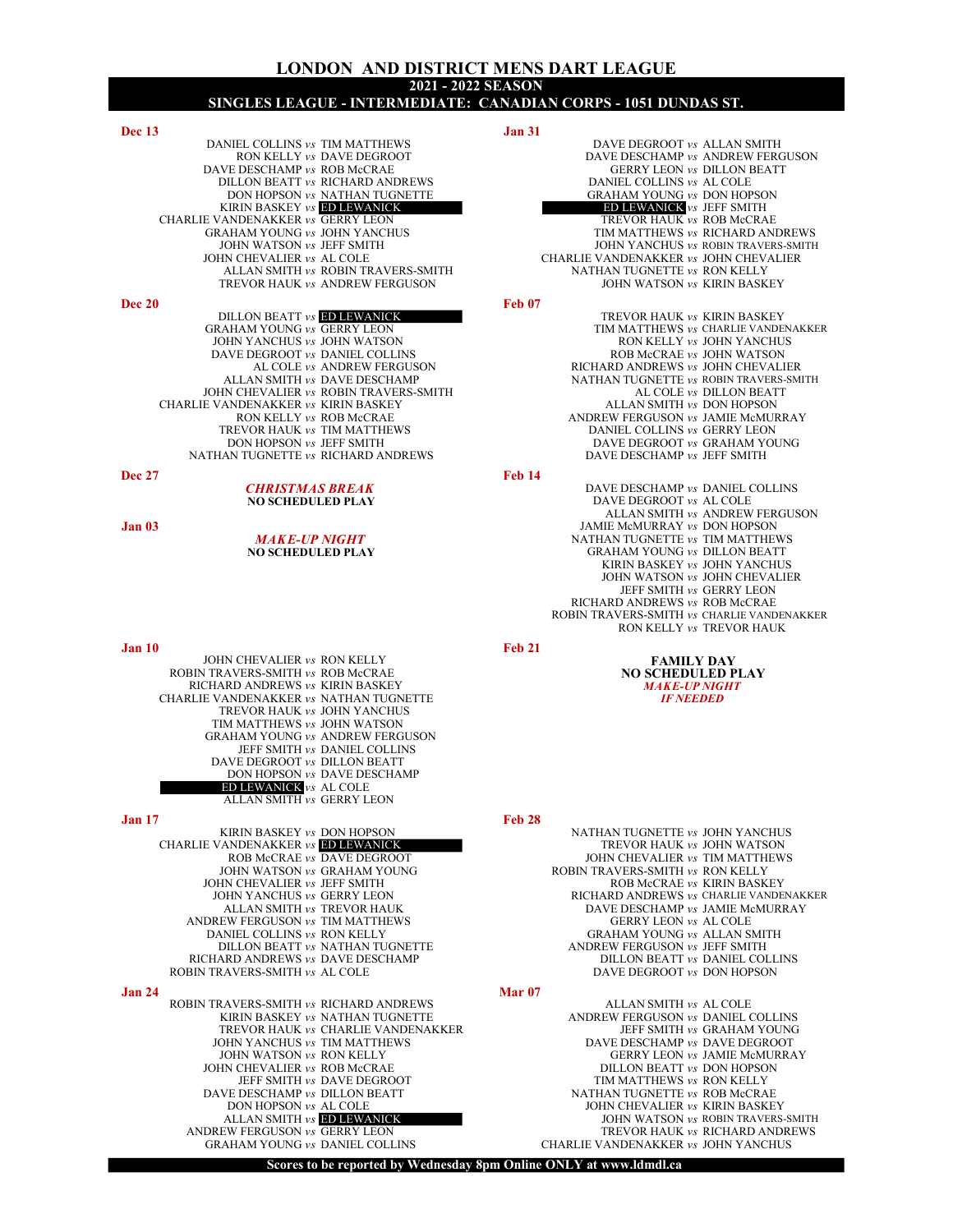# LONDON AND DISTRICT MENS DART LEAGUE

## 2021 - 2022 SEASON

## SINGLES LEAGUE - INTERMEDIATE: CANADIAN CORPS - 1051 DUNDAS ST.

**Dec 13**

DANIEL COLLINS *vs* TIM MATTHEWS
RON KELLY *vs* DAVE DEGROOT
DAVE DESCHAMP *vs* ROB McCRAE
DILLON BEATT *vs* RICHARD ANDREWS
DON HOPSON *vs* NATHAN TUGNETTE
KIRIN BASKEY *vs* ED LEWANICK
CHARLIE VANDENAKKER *vs* GERRY LEON
GRAHAM YOUNG *vs* JOHN YANCHUS
JOHN WATSON *vs* JEFF SMITH
JOHN CHEVALIER *vs* AL COLE
ALLAN SMITH *vs* ROBIN TRAVERS-SMITH
TREVOR HAUK *vs* ANDREW FERGUSON

**Dec 20**

DILLON BEATT *vs* ED LEWANICK
GRAHAM YOUNG *vs* GERRY LEON
JOHN YANCHUS *vs* JOHN WATSON
DAVE DEGROOT *vs* DANIEL COLLINS
AL COLE *vs* ANDREW FERGUSON
ALLAN SMITH *vs* DAVE DESCHAMP
JOHN CHEVALIER *vs* ROBIN TRAVERS-SMITH
CHARLIE VANDENAKKER *vs* KIRIN BASKEY
RON KELLY *vs* ROB McCRAE
TREVOR HAUK *vs* TIM MATTHEWS
DON HOPSON *vs* JEFF SMITH
NATHAN TUGNETTE *vs* RICHARD ANDREWS

**Dec 27**

***CHRISTMAS BREAK***
**NO SCHEDULED PLAY**

**Jan 03**

***MAKE-UP NIGHT***
**NO SCHEDULED PLAY**

**Jan 10**

JOHN CHEVALIER *vs* RON KELLY
ROBIN TRAVERS-SMITH *vs* ROB McCRAE
RICHARD ANDREWS *vs* KIRIN BASKEY
CHARLIE VANDENAKKER *vs* NATHAN TUGNETTE
TREVOR HAUK *vs* JOHN YANCHUS
TIM MATTHEWS *vs* JOHN WATSON
GRAHAM YOUNG *vs* ANDREW FERGUSON
JEFF SMITH *vs* DANIEL COLLINS
DAVE DEGROOT *vs* DILLON BEATT
DON HOPSON *vs* DAVE DESCHAMP
ED LEWANICK *vs* AL COLE
ALLAN SMITH *vs* GERRY LEON

**Jan 17**

KIRIN BASKEY *vs* DON HOPSON
CHARLIE VANDENAKKER *vs* ED LEWANICK
ROB McCRAE *vs* DAVE DEGROOT
JOHN WATSON *vs* GRAHAM YOUNG
JOHN CHEVALIER *vs* JEFF SMITH
JOHN YANCHUS *vs* GERRY LEON
ALLAN SMITH *vs* TREVOR HAUK
ANDREW FERGUSON *vs* TIM MATTHEWS
DANIEL COLLINS *vs* RON KELLY
DILLON BEATT *vs* NATHAN TUGNETTE
RICHARD ANDREWS *vs* DAVE DESCHAMP
ROBIN TRAVERS-SMITH *vs* AL COLE

**Jan 24**

ROBIN TRAVERS-SMITH *vs* RICHARD ANDREWS
KIRIN BASKEY *vs* NATHAN TUGNETTE
TREVOR HAUK *vs* CHARLIE VANDENAKKER
JOHN YANCHUS *vs* TIM MATTHEWS
JOHN WATSON *vs* RON KELLY
JOHN CHEVALIER *vs* ROB McCRAE
JEFF SMITH *vs* DAVE DEGROOT
DAVE DESCHAMP *vs* DILLON BEATT
DON HOPSON *vs* AL COLE
ALLAN SMITH *vs* ED LEWANICK
ANDREW FERGUSON *vs* GERRY LEON
GRAHAM YOUNG *vs* DANIEL COLLINS

**Jan 31**

DAVE DEGROOT *vs* ALLAN SMITH
DAVE DESCHAMP *vs* ANDREW FERGUSON
GERRY LEON *vs* DILLON BEATT
DANIEL COLLINS *vs* AL COLE
GRAHAM YOUNG *vs* DON HOPSON
ED LEWANICK *vs* JEFF SMITH
TREVOR HAUK *vs* ROB McCRAE
TIM MATTHEWS *vs* RICHARD ANDREWS
JOHN YANCHUS *vs* ROBIN TRAVERS-SMITH
CHARLIE VANDENAKKER *vs* JOHN CHEVALIER
NATHAN TUGNETTE *vs* RON KELLY
JOHN WATSON *vs* KIRIN BASKEY

**Feb 07**

TREVOR HAUK *vs* KIRIN BASKEY
TIM MATTHEWS *vs* CHARLIE VANDENAKKER
RON KELLY *vs* JOHN YANCHUS
ROB McCRAE *vs* JOHN WATSON
RICHARD ANDREWS *vs* JOHN CHEVALIER
NATHAN TUGNETTE *vs* ROBIN TRAVERS-SMITH
AL COLE *vs* DILLON BEATT
ALLAN SMITH *vs* DON HOPSON
ANDREW FERGUSON *vs* JAMIE McMURRAY
DANIEL COLLINS *vs* GERRY LEON
DAVE DEGROOT *vs* GRAHAM YOUNG
DAVE DESCHAMP *vs* JEFF SMITH

**Feb 14**

DAVE DESCHAMP *vs* DANIEL COLLINS
DAVE DEGROOT *vs* AL COLE
ALLAN SMITH *vs* ANDREW FERGUSON
JAMIE McMURRAY *vs* DON HOPSON
NATHAN TUGNETTE *vs* TIM MATTHEWS
GRAHAM YOUNG *vs* DILLON BEATT
KIRIN BASKEY *vs* JOHN YANCHUS
JOHN WATSON *vs* JOHN CHEVALIER
JEFF SMITH *vs* GERRY LEON
RICHARD ANDREWS *vs* ROB McCRAE
ROBIN TRAVERS-SMITH *vs* CHARLIE VANDENAKKER
RON KELLY *vs* TREVOR HAUK

**Feb 21**

**FAMILY DAY**
**NO SCHEDULED PLAY**
***MAKE-UP NIGHT***
***IF NEEDED***

**Feb 28**

NATHAN TUGNETTE *vs* JOHN YANCHUS
TREVOR HAUK *vs* JOHN WATSON
JOHN CHEVALIER *vs* TIM MATTHEWS
ROBIN TRAVERS-SMITH *vs* RON KELLY
ROB McCRAE *vs* KIRIN BASKEY
RICHARD ANDREWS *vs* CHARLIE VANDENAKKER
DAVE DESCHAMP *vs* JAMIE McMURRAY
GERRY LEON *vs* AL COLE
GRAHAM YOUNG *vs* ALLAN SMITH
ANDREW FERGUSON *vs* JEFF SMITH
DILLON BEATT *vs* DANIEL COLLINS
DAVE DEGROOT *vs* DON HOPSON

**Mar 07**

ALLAN SMITH *vs* AL COLE
ANDREW FERGUSON *vs* DANIEL COLLINS
JEFF SMITH *vs* GRAHAM YOUNG
DAVE DESCHAMP *vs* DAVE DEGROOT
GERRY LEON *vs* JAMIE McMURRAY
DILLON BEATT *vs* DON HOPSON
TIM MATTHEWS *vs* RON KELLY
NATHAN TUGNETTE *vs* ROB McCRAE
JOHN CHEVALIER *vs* KIRIN BASKEY
JOHN WATSON *vs* ROBIN TRAVERS-SMITH
TREVOR HAUK *vs* RICHARD ANDREWS
CHARLIE VANDENAKKER *vs* JOHN YANCHUS

**Scores to be reported by Wednesday 8pm Online ONLY at www.ldmdl.ca**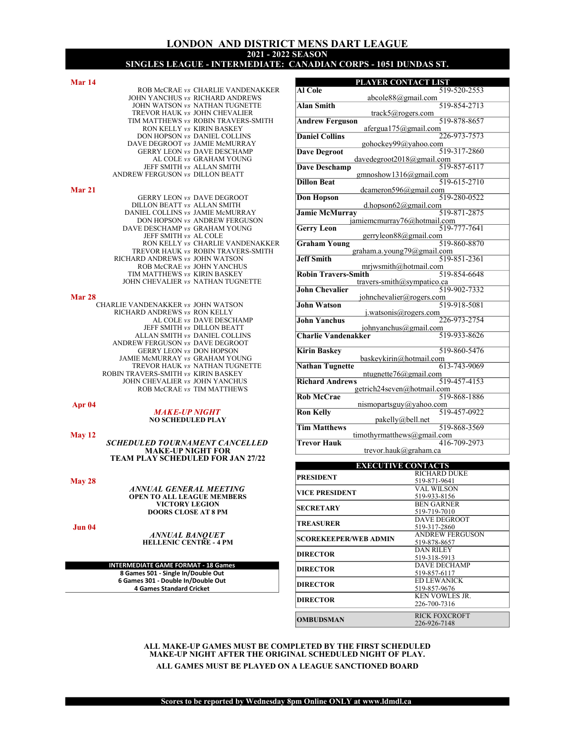# LONDON AND DISTRICT MENS DART LEAGUE

## 2021 - 2022 SEASON

## SINGLES LEAGUE - INTERMEDIATE: CANADIAN CORPS - 1051 DUNDAS ST.

**Mar 14**

ROB McCRAE *vs* CHARLIE VANDENAKKER
JOHN YANCHUS *vs* RICHARD ANDREWS
JOHN WATSON *vs* NATHAN TUGNETTE
TREVOR HAUK *vs* JOHN CHEVALIER
TIM MATTHEWS *vs* ROBIN TRAVERS-SMITH
RON KELLY *vs* KIRIN BASKEY
DON HOPSON *vs* DANIEL COLLINS
DAVE DEGROOT *vs* JAMIE McMURRAY
GERRY LEON *vs* DAVE DESCHAMP
AL COLE *vs* GRAHAM YOUNG
JEFF SMITH *vs* ALLAN SMITH
ANDREW FERGUSON *vs* DILLON BEATT

**Mar 21**

GERRY LEON *vs* DAVE DEGROOT
DILLON BEATT *vs* ALLAN SMITH
DANIEL COLLINS *vs* JAMIE McMURRAY
DON HOPSON *vs* ANDREW FERGUSON
DAVE DESCHAMP *vs* GRAHAM YOUNG
JEFF SMITH *vs* AL COLE
RON KELLY *vs* CHARLIE VANDENAKKER
TREVOR HAUK *vs* ROBIN TRAVERS-SMITH
RICHARD ANDREWS *vs* JOHN WATSON
ROB McCRAE *vs* JOHN YANCHUS
TIM MATTHEWS *vs* KIRIN BASKEY
JOHN CHEVALIER *vs* NATHAN TUGNETTE

**Mar 28**

CHARLIE VANDENAKKER *vs* JOHN WATSON
RICHARD ANDREWS *vs* RON KELLY
AL COLE *vs* DAVE DESCHAMP
JEFF SMITH *vs* DILLON BEATT
ALLAN SMITH *vs* DANIEL COLLINS
ANDREW FERGUSON *vs* DAVE DEGROOT
GERRY LEON *vs* DON HOPSON
JAMIE McMURRAY *vs* GRAHAM YOUNG
TREVOR HAUK *vs* NATHAN TUGNETTE
ROBIN TRAVERS-SMITH *vs* KIRIN BASKEY
JOHN CHEVALIER *vs* JOHN YANCHUS
ROB McCRAE *vs* TIM MATTHEWS

**Apr 04**

***MAKE-UP NIGHT***
**NO SCHEDULED PLAY**

**May 12**

***SCHEDULED TOURNAMENT CANCELLED***
**MAKE-UP NIGHT FOR**
**TEAM PLAY SCHEDULED FOR JAN 27/22**

**May 28**

***ANNUAL GENERAL MEETING***
**OPEN TO ALL LEAGUE MEMBERS**
**VICTORY LEGION**
**DOORS CLOSE AT 8 PM**

**Jun 04**

***ANNUAL BANQUET***
**HELLENIC CENTRE - 4 PM**

| INTERMEDIATE GAME FORMAT - 18 Games |
|---|
| 8 Games 501 - Single In/Double Out |
| 6 Games 301 - Double In/Double Out |
| 4 Games Standard Cricket |

| PLAYER CONTACT LIST | | |
|---|---|---|
| **Al Cole** | 519-520-2553 | abcole88@gmail.com |
| **Alan Smith** | 519-854-2713 | track5@rogers.com |
| **Andrew Ferguson** | 519-878-8657 | afergua175@gmail.com |
| **Daniel Collins** | 226-973-7573 | gohockey99@yahoo.com |
| **Dave Degroot** | 519-317-2860 | davedegroot2018@gmail.com |
| **Dave Deschamp** | 519-857-6117 | gmnoshow1316@gmail.com |
| **Dillon Beat** | 519-615-2710 | dcameron596@gmail.com |
| **Don Hopson** | 519-280-0522 | d.hopson62@gmail.com |
| **Jamie McMurray** | 519-871-2875 | jamiemcmurray76@hotmail.com |
| **Gerry Leon** | 519-777-7641 | gerryleon88@gmail.com |
| **Graham Young** | 519-860-8870 | graham.a.young79@gmail.com |
| **Jeff Smith** | 519-851-2361 | mrjwsmith@hotmail.com |
| **Robin Travers-Smith** | 519-854-6648 | travers-smith@sympatico.ca |
| **John Chevalier** | 519-902-7332 | johnchevalier@rogers.com |
| **John Watson** | 519-918-5081 | j.watsonis@rogers.com |
| **John Yanchus** | 226-973-2754 | johnyanchus@gmail.com |
| **Charlie Vandenakker** | 519-933-8626 | |
| **Kirin Baskey** | 519-860-5476 | baskeykirin@hotmail.com |
| **Nathan Tugnette** | 613-743-9069 | ntugnette76@gmail.com |
| **Richard Andrews** | 519-457-4153 | getrich24seven@hotmail.com |
| **Rob McCrae** | 519-868-1886 | nismopartsguy@yahoo.com |
| **Ron Kelly** | 519-457-0922 | pakelly@bell.net |
| **Tim Matthews** | 519-868-3569 | timothyrmatthews@gmail.com |
| **Trevor Hauk** | 416-709-2973 | trevor.hauk@graham.ca |

| EXECUTIVE CONTACTS | |
|---|---|
| **PRESIDENT** | RICHARD DUKE 519-871-9641 |
| **VICE PRESIDENT** | VAL WILSON 519-933-8156 |
| **SECRETARY** | BEN GARNER 519-719-7010 |
| **TREASURER** | DAVE DEGROOT 519-317-2860 |
| **SCOREKEEPER/WEB ADMIN** | ANDREW FERGUSON 519-878-8657 |
| **DIRECTOR** | DAN RILEY 519-318-5913 |
| **DIRECTOR** | DAVE DECHAMP 519-857-6117 |
| **DIRECTOR** | ED LEWANICK 519-857-9676 |
| **DIRECTOR** | KEN VOWLES JR. 226-700-7316 |
| **OMBUDSMAN** | RICK FOXCROFT 226-926-7148 |

**ALL MAKE-UP GAMES MUST BE COMPLETED BY THE FIRST SCHEDULED MAKE-UP NIGHT AFTER THE ORIGINAL SCHEDULED NIGHT OF PLAY.**

**ALL GAMES MUST BE PLAYED ON A LEAGUE SANCTIONED BOARD**

**Scores to be reported by Wednesday 8pm Online ONLY at www.ldmdl.ca**